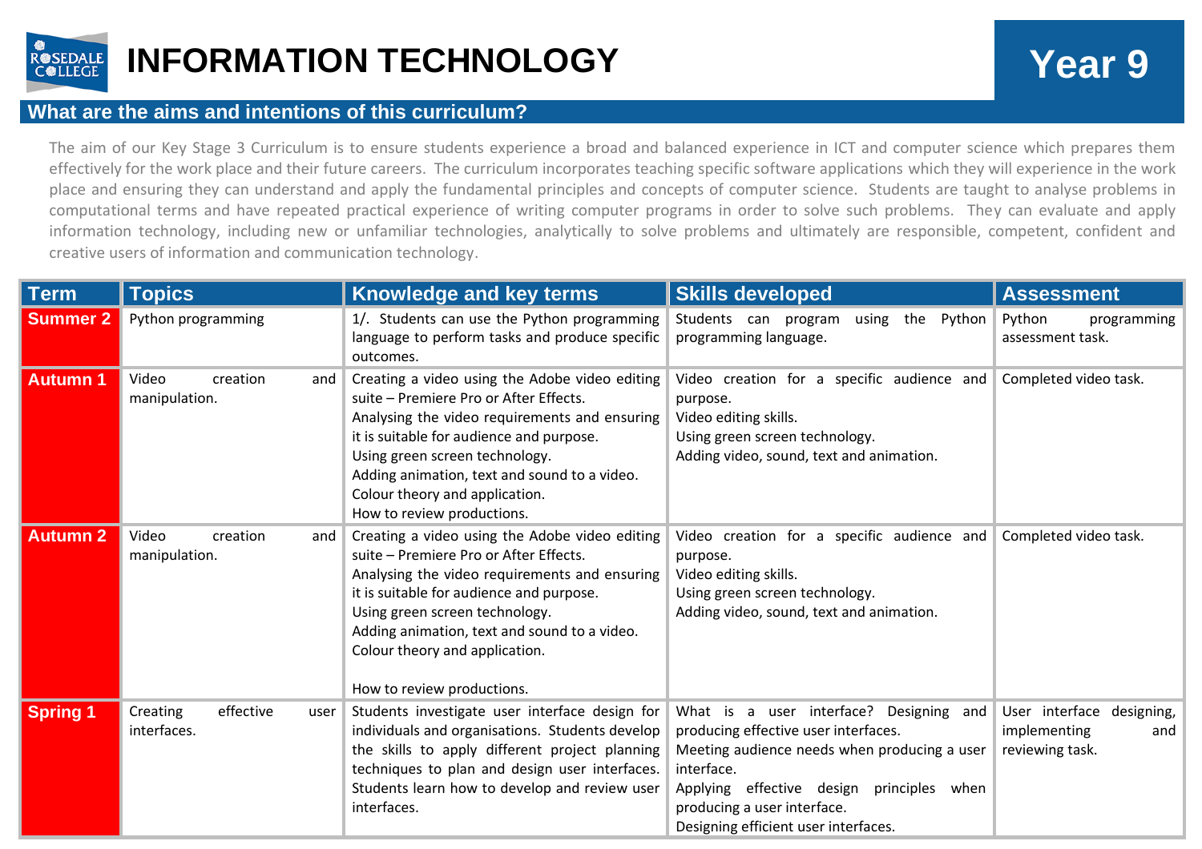# INFORMATION TECHNOLOGY

## Year 9

## What are the aims and intentions of this curriculum?

The aim of our Key Stage 3 Curriculum is to ensure students experience a broad and balanced experience in ICT and computer science which prepares them effectively for the work place and their future careers. The curriculum incorporates teaching specific software applications which they will experience in the work place and ensuring they can understand and apply the fundamental principles and concepts of computer science. Students are taught to analyse problems in computational terms and have repeated practical experience of writing computer programs in order to solve such problems. They can evaluate and apply information technology, including new or unfamiliar technologies, analytically to solve problems and ultimately are responsible, competent, confident and creative users of information and communication technology.

| Term | Topics | Knowledge and key terms | Skills developed | Assessment |
|---|---|---|---|---|
| **Summer 2** | Python programming | 1/. Students can use the Python programming language to perform tasks and produce specific outcomes. | Students can program using the Python programming language. | Python programming assessment task. |
| **Autumn 1** | Video creation and manipulation. | Creating a video using the Adobe video editing suite – Premiere Pro or After Effects.<br>Analysing the video requirements and ensuring it is suitable for audience and purpose.<br>Using green screen technology.<br>Adding animation, text and sound to a video.<br>Colour theory and application.<br>How to review productions. | Video creation for a specific audience and purpose.<br>Video editing skills.<br>Using green screen technology.<br>Adding video, sound, text and animation. | Completed video task. |
| **Autumn 2** | Video creation and manipulation. | Creating a video using the Adobe video editing suite – Premiere Pro or After Effects.<br>Analysing the video requirements and ensuring it is suitable for audience and purpose.<br>Using green screen technology.<br>Adding animation, text and sound to a video.<br>Colour theory and application.<br><br>How to review productions. | Video creation for a specific audience and purpose.<br>Video editing skills.<br>Using green screen technology.<br>Adding video, sound, text and animation. | Completed video task. |
| **Spring 1** | Creating effective user interfaces. | Students investigate user interface design for individuals and organisations. Students develop the skills to apply different project planning techniques to plan and design user interfaces. Students learn how to develop and review user interfaces. | What is a user interface? Designing and producing effective user interfaces.<br>Meeting audience needs when producing a user interface.<br>Applying effective design principles when producing a user interface.<br>Designing efficient user interfaces. | User interface designing, implementing and reviewing task. |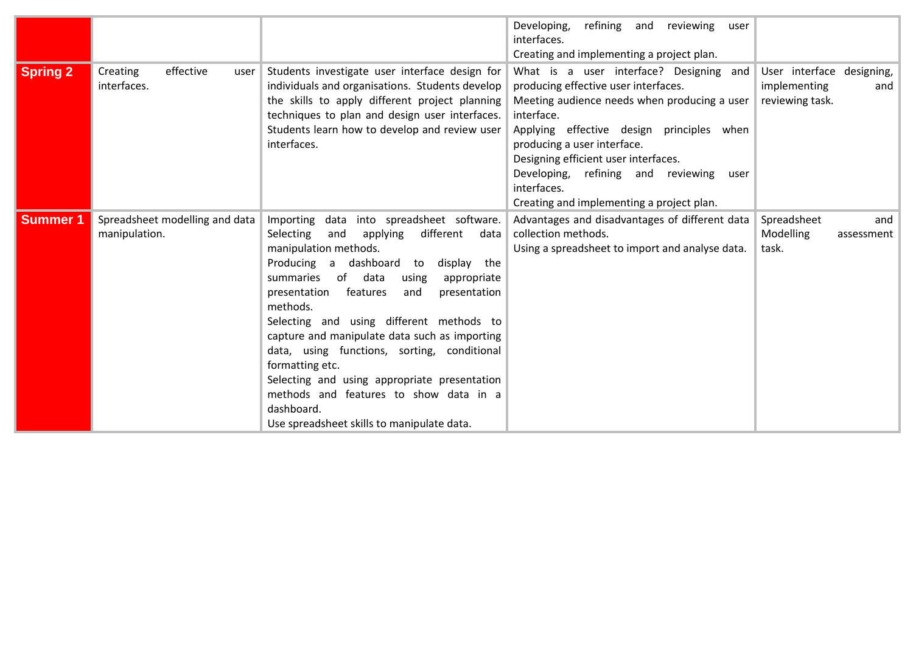| | | | | |
|---|---|---|---|---|
| | | | Developing, refining and reviewing user interfaces.<br>Creating and implementing a project plan. | |
| **Spring 2** | Creating effective user interfaces. | Students investigate user interface design for individuals and organisations. Students develop the skills to apply different project planning techniques to plan and design user interfaces. Students learn how to develop and review user interfaces. | What is a user interface? Designing and producing effective user interfaces.<br>Meeting audience needs when producing a user interface.<br>Applying effective design principles when producing a user interface.<br>Designing efficient user interfaces.<br>Developing, refining and reviewing user interfaces.<br>Creating and implementing a project plan. | User interface designing, implementing and reviewing task. |
| **Summer 1** | Spreadsheet modelling and data manipulation. | Importing data into spreadsheet software. Selecting and applying different data manipulation methods.<br>Producing a dashboard to display the summaries of data using appropriate presentation features and presentation methods.<br>Selecting and using different methods to capture and manipulate data such as importing data, using functions, sorting, conditional formatting etc.<br>Selecting and using appropriate presentation methods and features to show data in a dashboard.<br>Use spreadsheet skills to manipulate data. | Advantages and disadvantages of different data collection methods.<br>Using a spreadsheet to import and analyse data. | Spreadsheet and Modelling assessment task. |